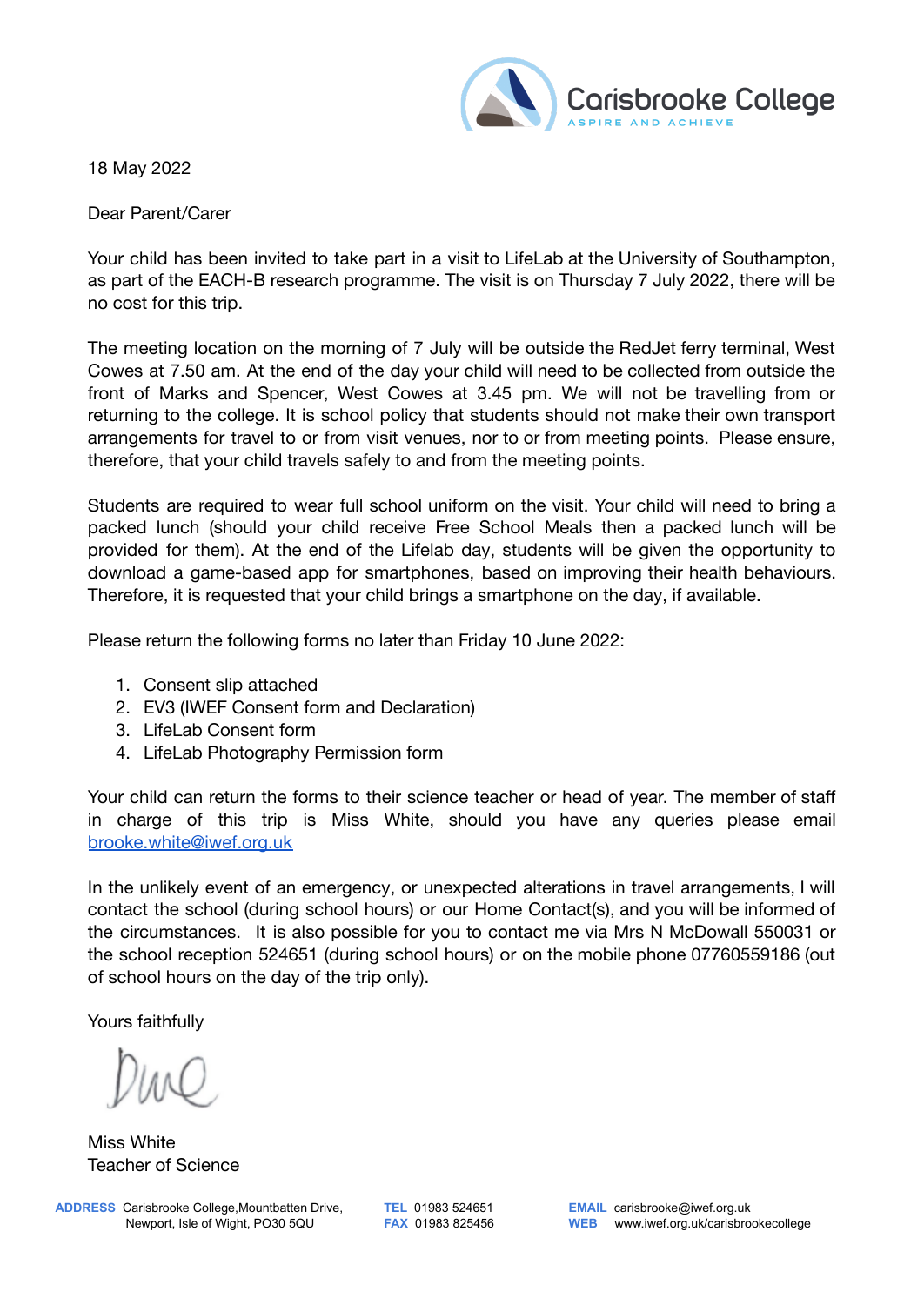Carisbrooke College
ASPIRE AND ACHIEVE

18 May 2022

Dear Parent/Carer

Your child has been invited to take part in a visit to LifeLab at the University of Southampton, as part of the EACH-B research programme. The visit is on Thursday 7 July 2022, there will be no cost for this trip.

The meeting location on the morning of 7 July will be outside the RedJet ferry terminal, West Cowes at 7.50 am. At the end of the day your child will need to be collected from outside the front of Marks and Spencer, West Cowes at 3.45 pm. We will not be travelling from or returning to the college. It is school policy that students should not make their own transport arrangements for travel to or from visit venues, nor to or from meeting points. Please ensure, therefore, that your child travels safely to and from the meeting points.

Students are required to wear full school uniform on the visit. Your child will need to bring a packed lunch (should your child receive Free School Meals then a packed lunch will be provided for them). At the end of the Lifelab day, students will be given the opportunity to download a game-based app for smartphones, based on improving their health behaviours. Therefore, it is requested that your child brings a smartphone on the day, if available.

Please return the following forms no later than Friday 10 June 2022:

1. Consent slip attached
2. EV3 (IWEF Consent form and Declaration)
3. LifeLab Consent form
4. LifeLab Photography Permission form

Your child can return the forms to their science teacher or head of year. The member of staff in charge of this trip is Miss White, should you have any queries please email brooke.white@iwef.org.uk

In the unlikely event of an emergency, or unexpected alterations in travel arrangements, I will contact the school (during school hours) or our Home Contact(s), and you will be informed of the circumstances. It is also possible for you to contact me via Mrs N McDowall 550031 or the school reception 524651 (during school hours) or on the mobile phone 07760559186 (out of school hours on the day of the trip only).

Yours faithfully

Miss White
Teacher of Science

**ADDRESS** Carisbrooke College, Mountbatten Drive, Newport, Isle of Wight, PO30 5QU
**TEL** 01983 524651
**FAX** 01983 825456
**EMAIL** carisbrooke@iwef.org.uk
**WEB** www.iwef.org.uk/carisbrookecollege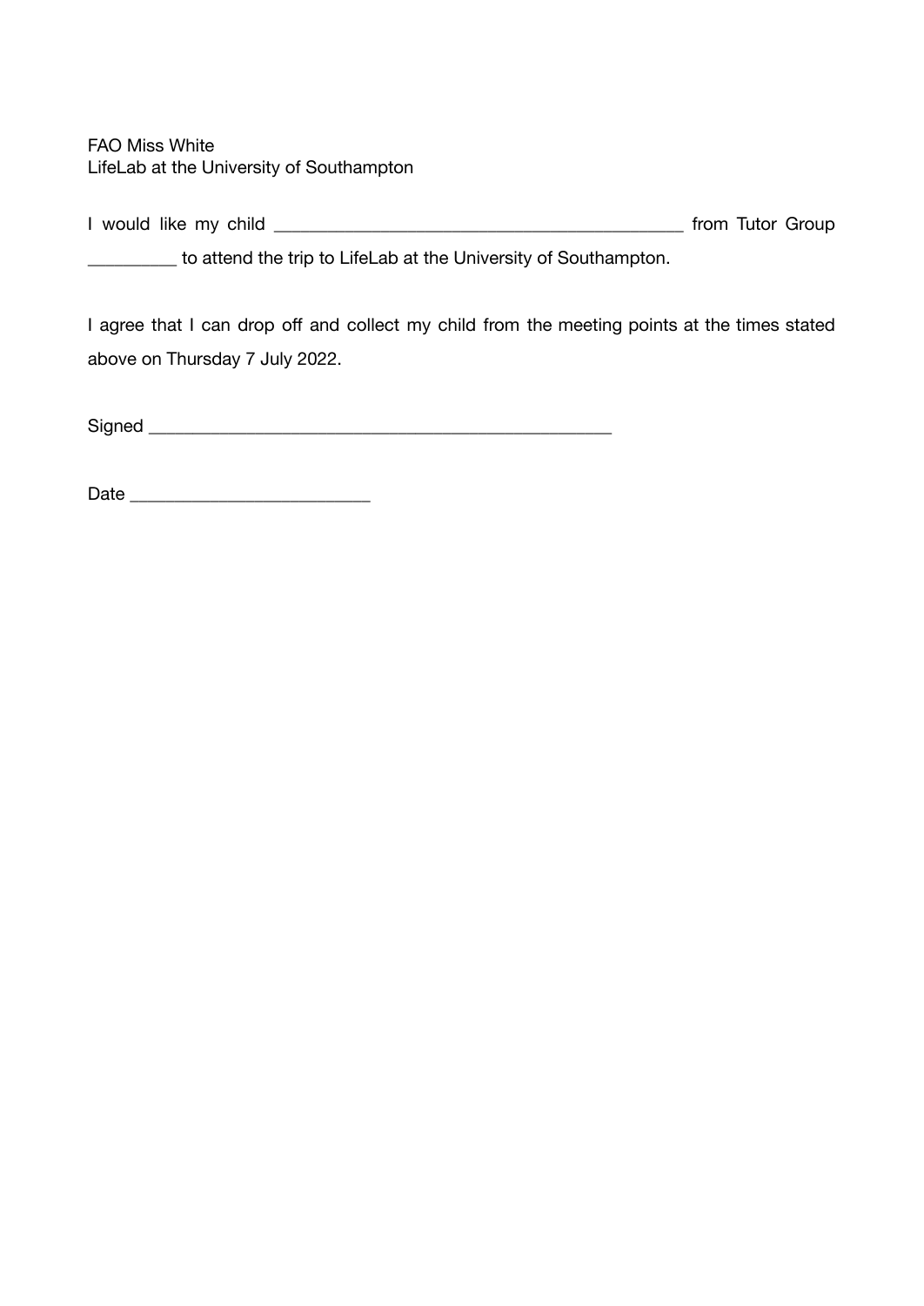FAO Miss White
LifeLab at the University of Southampton

I would like my child _____________________________________________ from Tutor Group _________ to attend the trip to LifeLab at the University of Southampton.

I agree that I can drop off and collect my child from the meeting points at the times stated above on Thursday 7 July 2022.

Signed ___________________________________________________

Date _________________________